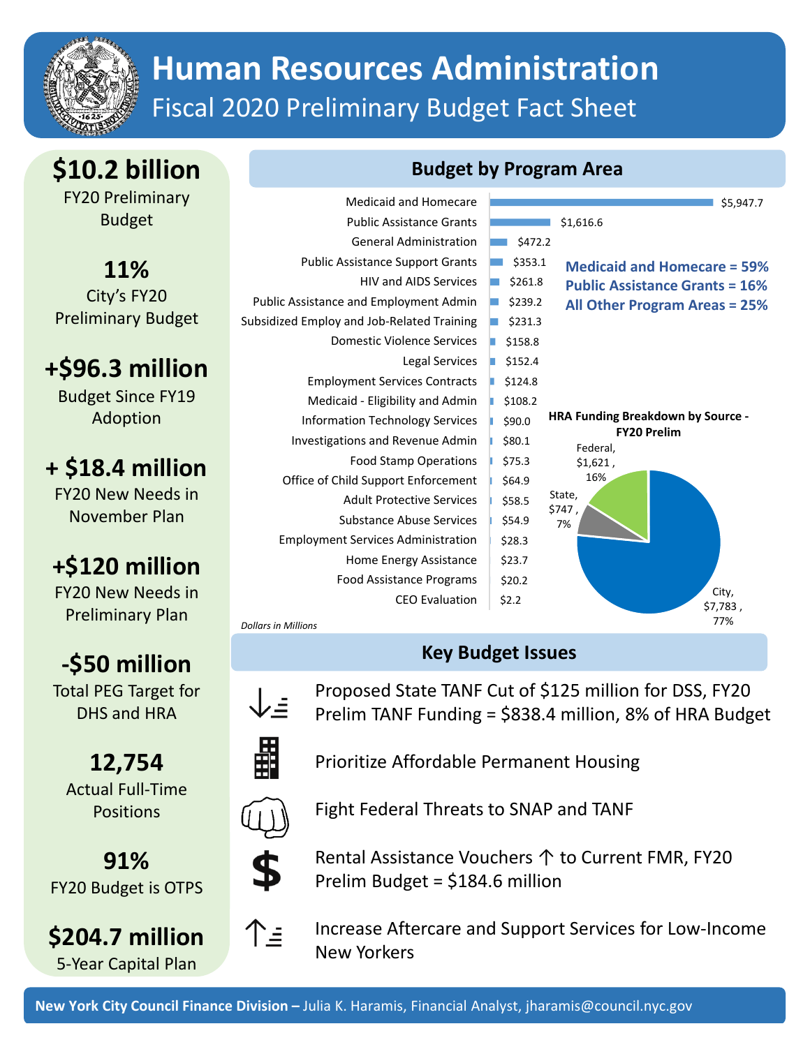# Human Resources Administration

## Fiscal 2020 Preliminary Budget Fact Sheet

**$10.2 billion**
FY20 Preliminary Budget

**11%**
City's FY20 Preliminary Budget

**+$96.3 million**
Budget Since FY19 Adoption

**+ $18.4 million**
FY20 New Needs in November Plan

**+$120 million**
FY20 New Needs in Preliminary Plan

**-$50 million**
Total PEG Target for DHS and HRA

**12,754**
Actual Full-Time Positions

**91%**
FY20 Budget is OTPS

**$204.7 million**
5-Year Capital Plan

## Budget by Program Area

| Program Area | Amount |
|---|---|
| Medicaid and Homecare | $5,947.7 |
| Public Assistance Grants | $1,616.6 |
| General Administration | $472.2 |
| Public Assistance Support Grants | $353.1 |
| HIV and AIDS Services | $261.8 |
| Public Assistance and Employment Admin | $239.2 |
| Subsidized Employ and Job-Related Training | $231.3 |
| Domestic Violence Services | $158.8 |
| Legal Services | $152.4 |
| Employment Services Contracts | $124.8 |
| Medicaid - Eligibility and Admin | $108.2 |
| Information Technology Services | $90.0 |
| Investigations and Revenue Admin | $80.1 |
| Food Stamp Operations | $75.3 |
| Office of Child Support Enforcement | $64.9 |
| Adult Protective Services | $58.5 |
| Substance Abuse Services | $54.9 |
| Employment Services Administration | $28.3 |
| Home Energy Assistance | $23.7 |
| Food Assistance Programs | $20.2 |
| CEO Evaluation | $2.2 |

*Dollars in Millions*

**Medicaid and Homecare = 59%**
**Public Assistance Grants = 16%**
**All Other Program Areas = 25%**

**HRA Funding Breakdown by Source - FY20 Prelim**

| Source | Amount | Share |
|---|---|---|
| City | $7,783 | 77% |
| Federal | $1,621 | 16% |
| State | $747 | 7% |

## Key Budget Issues

- Proposed State TANF Cut of $125 million for DSS, FY20 Prelim TANF Funding = $838.4 million, 8% of HRA Budget
- Prioritize Affordable Permanent Housing
- Fight Federal Threats to SNAP and TANF
- Rental Assistance Vouchers ↑ to Current FMR, FY20 Prelim Budget = $184.6 million
- Increase Aftercare and Support Services for Low-Income New Yorkers

**New York City Council Finance Division –** Julia K. Haramis, Financial Analyst, jharamis@council.nyc.gov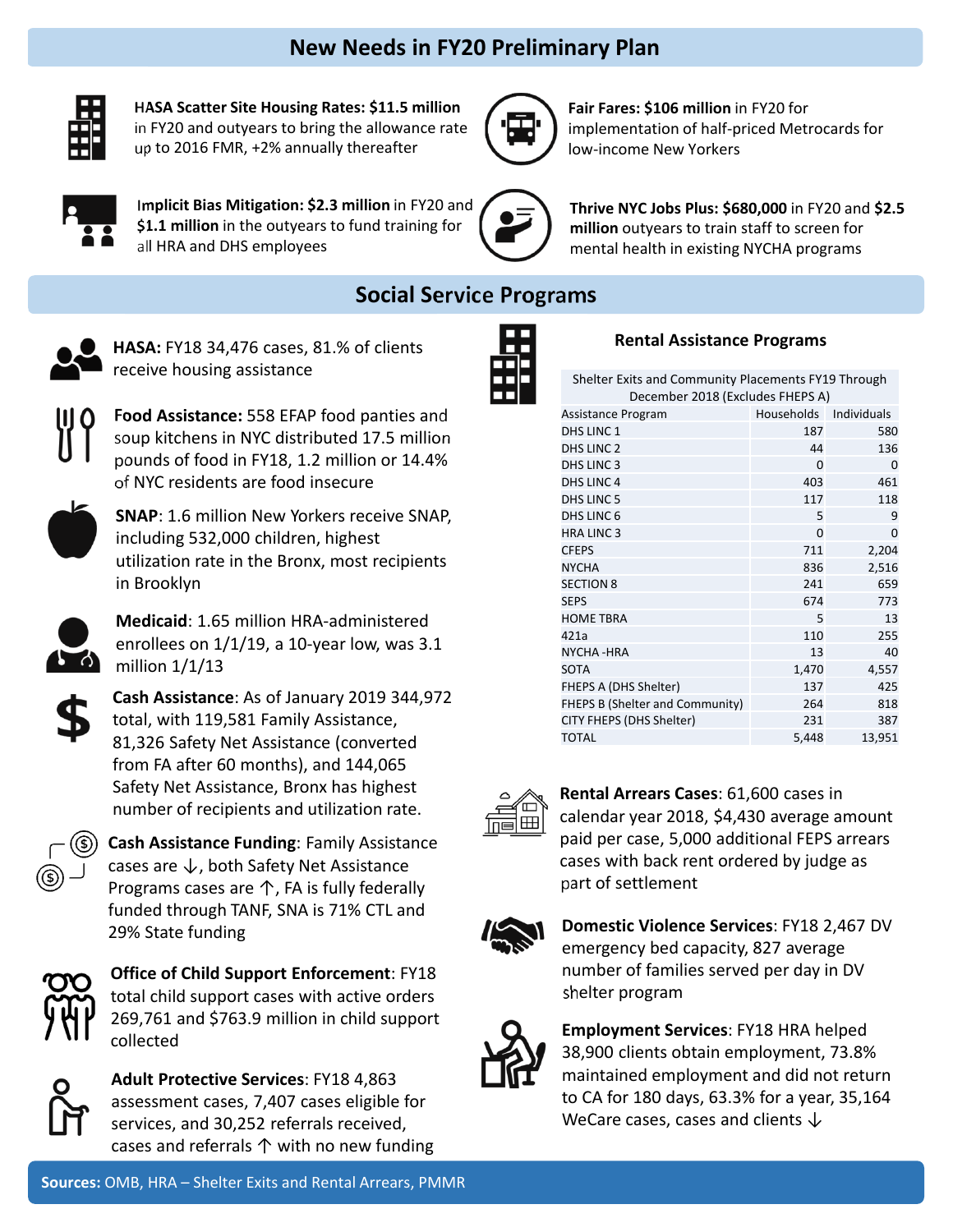## New Needs in FY20 Preliminary Plan

**HASA Scatter Site Housing Rates: $11.5 million** in FY20 and outyears to bring the allowance rate up to 2016 FMR, +2% annually thereafter

**Fair Fares: $106 million** in FY20 for implementation of half-priced Metrocards for low-income New Yorkers

**Implicit Bias Mitigation: $2.3 million** in FY20 and **$1.1 million** in the outyears to fund training for all HRA and DHS employees

**Thrive NYC Jobs Plus: $680,000** in FY20 and **$2.5 million** outyears to train staff to screen for mental health in existing NYCHA programs

## Social Service Programs

**HASA:** FY18 34,476 cases, 81.% of clients receive housing assistance

**Food Assistance:** 558 EFAP food panties and soup kitchens in NYC distributed 17.5 million pounds of food in FY18, 1.2 million or 14.4% of NYC residents are food insecure

**SNAP**: 1.6 million New Yorkers receive SNAP, including 532,000 children, highest utilization rate in the Bronx, most recipients in Brooklyn

**Medicaid**: 1.65 million HRA-administered enrollees on 1/1/19, a 10-year low, was 3.1 million 1/1/13

**Cash Assistance**: As of January 2019 344,972 total, with 119,581 Family Assistance, 81,326 Safety Net Assistance (converted from FA after 60 months), and 144,065 Safety Net Assistance, Bronx has highest number of recipients and utilization rate.

**Cash Assistance Funding**: Family Assistance cases are ↓, both Safety Net Assistance Programs cases are ↑, FA is fully federally funded through TANF, SNA is 71% CTL and 29% State funding

**Office of Child Support Enforcement**: FY18 total child support cases with active orders 269,761 and $763.9 million in child support collected

**Adult Protective Services**: FY18 4,863 assessment cases, 7,407 cases eligible for services, and 30,252 referrals received, cases and referrals ↑ with no new funding

### Rental Assistance Programs

| Shelter Exits and Community Placements FY19 Through December 2018 (Excludes FHEPS A) | | |
|---|---|---|
| Assistance Program | Households | Individuals |
| DHS LINC 1 | 187 | 580 |
| DHS LINC 2 | 44 | 136 |
| DHS LINC 3 | 0 | 0 |
| DHS LINC 4 | 403 | 461 |
| DHS LINC 5 | 117 | 118 |
| DHS LINC 6 | 5 | 9 |
| HRA LINC 3 | 0 | 0 |
| CFEPS | 711 | 2,204 |
| NYCHA | 836 | 2,516 |
| SECTION 8 | 241 | 659 |
| SEPS | 674 | 773 |
| HOME TBRA | 5 | 13 |
| 421a | 110 | 255 |
| NYCHA -HRA | 13 | 40 |
| SOTA | 1,470 | 4,557 |
| FHEPS A (DHS Shelter) | 137 | 425 |
| FHEPS B (Shelter and Community) | 264 | 818 |
| CITY FHEPS (DHS Shelter) | 231 | 387 |
| TOTAL | 5,448 | 13,951 |

**Rental Arrears Cases**: 61,600 cases in calendar year 2018, $4,430 average amount paid per case, 5,000 additional FEPS arrears cases with back rent ordered by judge as part of settlement

**Domestic Violence Services**: FY18 2,467 DV emergency bed capacity, 827 average number of families served per day in DV shelter program

**Employment Services**: FY18 HRA helped 38,900 clients obtain employment, 73.8% maintained employment and did not return to CA for 180 days, 63.3% for a year, 35,164 WeCare cases, cases and clients ↓

**Sources:** OMB, HRA – Shelter Exits and Rental Arrears, PMMR